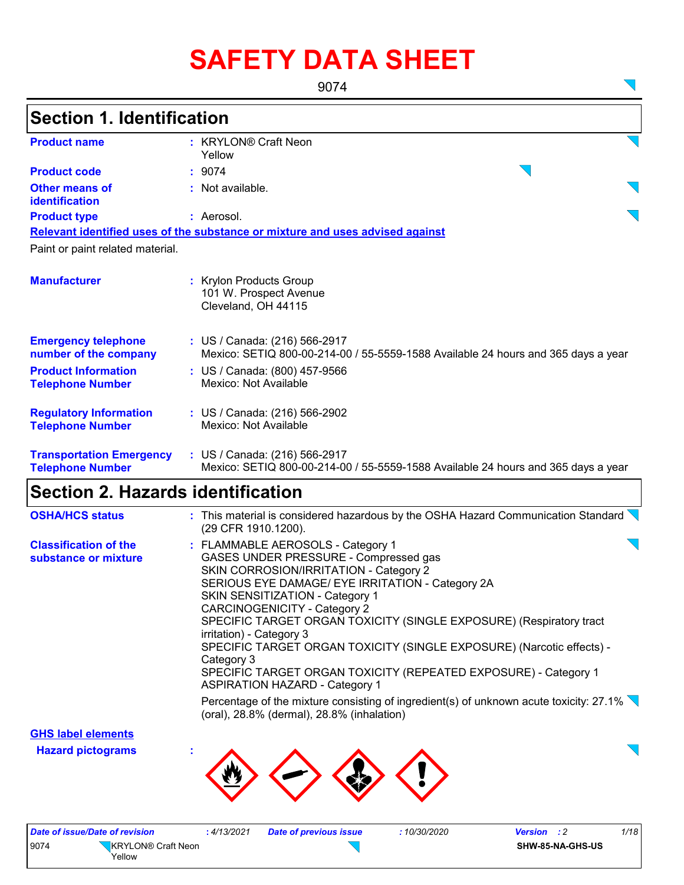# SAFETY DATA SHEET

9074

## Section 1. Identification

**Product name** : KRYLON® Craft Neon Yellow

**Product code** : 9074

**Other means of identification** : Not available.

**Product type** : Aerosol.

**Relevant identified uses of the substance or mixture and uses advised against**

Paint or paint related material.

**Manufacturer** : Krylon Products Group
101 W. Prospect Avenue
Cleveland, OH 44115

**Emergency telephone number of the company** : US / Canada: (216) 566-2917
Mexico: SETIQ 800-00-214-00 / 55-5559-1588 Available 24 hours and 365 days a year

**Product Information Telephone Number** : US / Canada: (800) 457-9566
Mexico: Not Available

**Regulatory Information Telephone Number** : US / Canada: (216) 566-2902
Mexico: Not Available

**Transportation Emergency Telephone Number** : US / Canada: (216) 566-2917
Mexico: SETIQ 800-00-214-00 / 55-5559-1588 Available 24 hours and 365 days a year

## Section 2. Hazards identification

**OSHA/HCS status** : This material is considered hazardous by the OSHA Hazard Communication Standard (29 CFR 1910.1200).

**Classification of the substance or mixture** : FLAMMABLE AEROSOLS - Category 1
GASES UNDER PRESSURE - Compressed gas
SKIN CORROSION/IRRITATION - Category 2
SERIOUS EYE DAMAGE/ EYE IRRITATION - Category 2A
SKIN SENSITIZATION - Category 1
CARCINOGENICITY - Category 2
SPECIFIC TARGET ORGAN TOXICITY (SINGLE EXPOSURE) (Respiratory tract irritation) - Category 3
SPECIFIC TARGET ORGAN TOXICITY (SINGLE EXPOSURE) (Narcotic effects) - Category 3
SPECIFIC TARGET ORGAN TOXICITY (REPEATED EXPOSURE) - Category 1
ASPIRATION HAZARD - Category 1

Percentage of the mixture consisting of ingredient(s) of unknown acute toxicity: 27.1% (oral), 28.8% (dermal), 28.8% (inhalation)

**GHS label elements**

**Hazard pictograms** :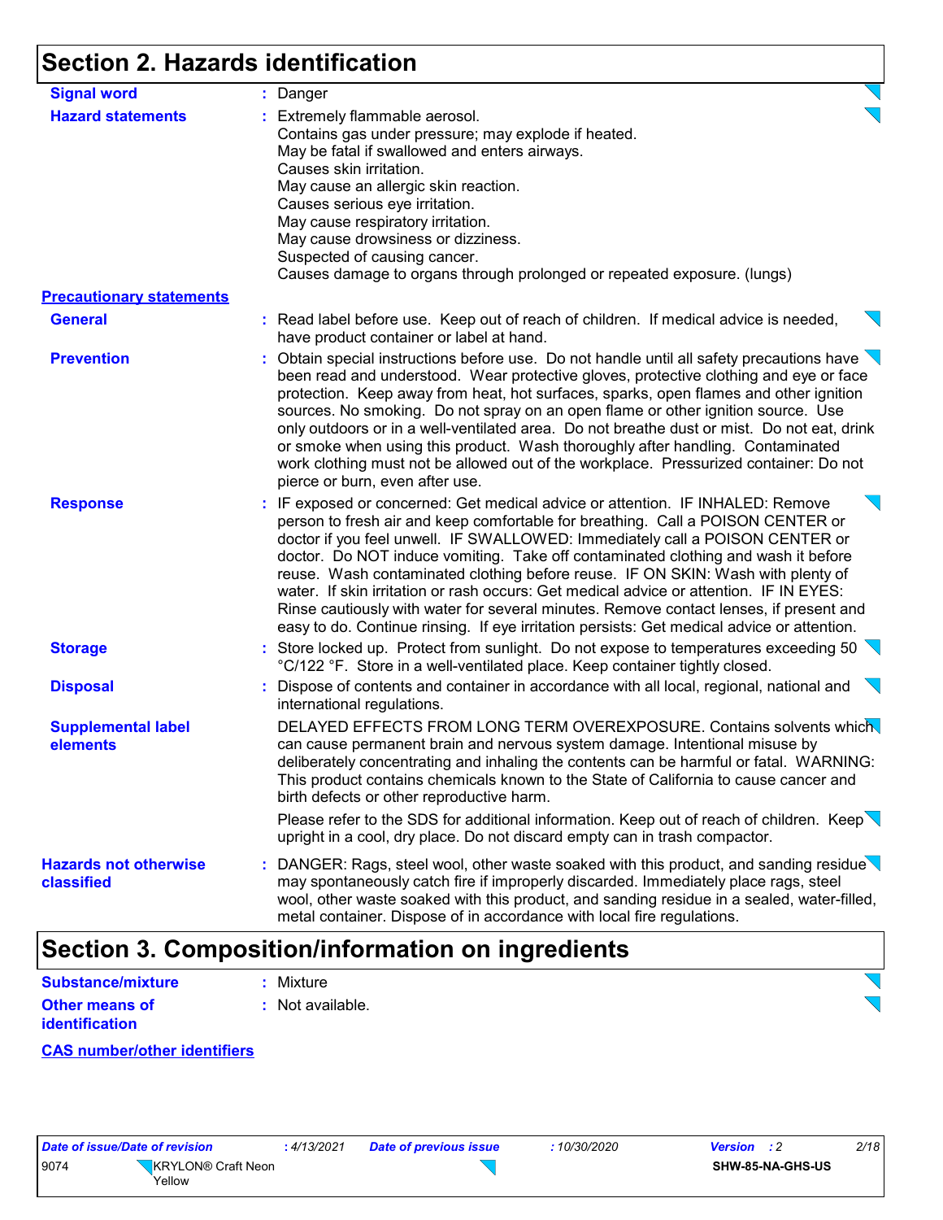## Section 2. Hazards identification

**Signal word** : Danger

**Hazard statements** : Extremely flammable aerosol.
Contains gas under pressure; may explode if heated.
May be fatal if swallowed and enters airways.
Causes skin irritation.
May cause an allergic skin reaction.
Causes serious eye irritation.
May cause respiratory irritation.
May cause drowsiness or dizziness.
Suspected of causing cancer.
Causes damage to organs through prolonged or repeated exposure. (lungs)

**Precautionary statements**

**General** : Read label before use. Keep out of reach of children. If medical advice is needed, have product container or label at hand.

**Prevention** : Obtain special instructions before use. Do not handle until all safety precautions have been read and understood. Wear protective gloves, protective clothing and eye or face protection. Keep away from heat, hot surfaces, sparks, open flames and other ignition sources. No smoking. Do not spray on an open flame or other ignition source. Use only outdoors or in a well-ventilated area. Do not breathe dust or mist. Do not eat, drink or smoke when using this product. Wash thoroughly after handling. Contaminated work clothing must not be allowed out of the workplace. Pressurized container: Do not pierce or burn, even after use.

**Response** : IF exposed or concerned: Get medical advice or attention. IF INHALED: Remove person to fresh air and keep comfortable for breathing. Call a POISON CENTER or doctor if you feel unwell. IF SWALLOWED: Immediately call a POISON CENTER or doctor. Do NOT induce vomiting. Take off contaminated clothing and wash it before reuse. Wash contaminated clothing before reuse. IF ON SKIN: Wash with plenty of water. If skin irritation or rash occurs: Get medical advice or attention. IF IN EYES: Rinse cautiously with water for several minutes. Remove contact lenses, if present and easy to do. Continue rinsing. If eye irritation persists: Get medical advice or attention.

**Storage** : Store locked up. Protect from sunlight. Do not expose to temperatures exceeding 50 °C/122 °F. Store in a well-ventilated place. Keep container tightly closed.

**Disposal** : Dispose of contents and container in accordance with all local, regional, national and international regulations.

**Supplemental label elements** DELAYED EFFECTS FROM LONG TERM OVEREXPOSURE. Contains solvents which can cause permanent brain and nervous system damage. Intentional misuse by deliberately concentrating and inhaling the contents can be harmful or fatal. WARNING: This product contains chemicals known to the State of California to cause cancer and birth defects or other reproductive harm.

Please refer to the SDS for additional information. Keep out of reach of children. Keep upright in a cool, dry place. Do not discard empty can in trash compactor.

**Hazards not otherwise classified** : DANGER: Rags, steel wool, other waste soaked with this product, and sanding residue may spontaneously catch fire if improperly discarded. Immediately place rags, steel wool, other waste soaked with this product, and sanding residue in a sealed, water-filled, metal container. Dispose of in accordance with local fire regulations.

## Section 3. Composition/information on ingredients

**Substance/mixture** : Mixture

**Other means of identification** : Not available.

**CAS number/other identifiers**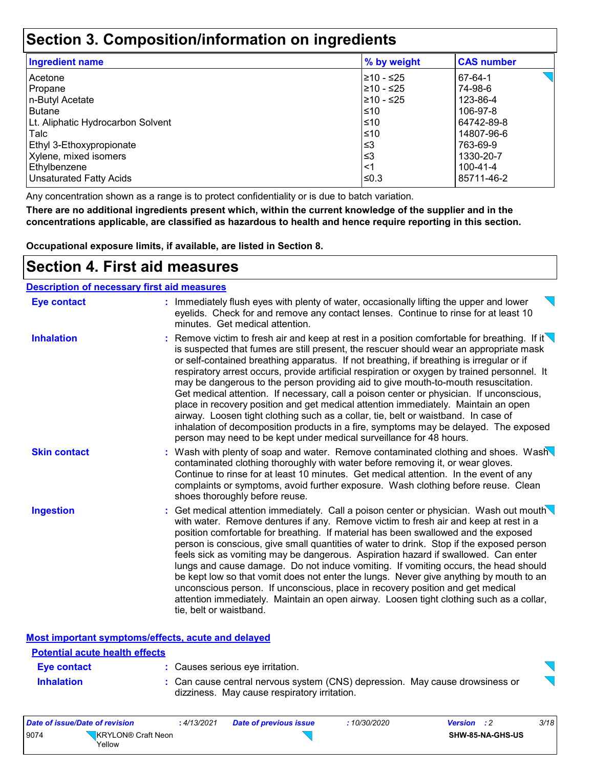# Section 3. Composition/information on ingredients

| Ingredient name | % by weight | CAS number |
| --- | --- | --- |
| Acetone | ≥10 - ≤25 | 67-64-1 |
| Propane | ≥10 - ≤25 | 74-98-6 |
| n-Butyl Acetate | ≥10 - ≤25 | 123-86-4 |
| Butane | ≤10 | 106-97-8 |
| Lt. Aliphatic Hydrocarbon Solvent | ≤10 | 64742-89-8 |
| Talc | ≤10 | 14807-96-6 |
| Ethyl 3-Ethoxypropionate | ≤3 | 763-69-9 |
| Xylene, mixed isomers | ≤3 | 1330-20-7 |
| Ethylbenzene | <1 | 100-41-4 |
| Unsaturated Fatty Acids | ≤0.3 | 85711-46-2 |

Any concentration shown as a range is to protect confidentiality or is due to batch variation.

**There are no additional ingredients present which, within the current knowledge of the supplier and in the concentrations applicable, are classified as hazardous to health and hence require reporting in this section.**

**Occupational exposure limits, if available, are listed in Section 8.**

# Section 4. First aid measures

## Description of necessary first aid measures

**Eye contact** : Immediately flush eyes with plenty of water, occasionally lifting the upper and lower eyelids. Check for and remove any contact lenses. Continue to rinse for at least 10 minutes. Get medical attention.

**Inhalation** : Remove victim to fresh air and keep at rest in a position comfortable for breathing. If it is suspected that fumes are still present, the rescuer should wear an appropriate mask or self-contained breathing apparatus. If not breathing, if breathing is irregular or if respiratory arrest occurs, provide artificial respiration or oxygen by trained personnel. It may be dangerous to the person providing aid to give mouth-to-mouth resuscitation. Get medical attention. If necessary, call a poison center or physician. If unconscious, place in recovery position and get medical attention immediately. Maintain an open airway. Loosen tight clothing such as a collar, tie, belt or waistband. In case of inhalation of decomposition products in a fire, symptoms may be delayed. The exposed person may need to be kept under medical surveillance for 48 hours.

**Skin contact** : Wash with plenty of soap and water. Remove contaminated clothing and shoes. Wash contaminated clothing thoroughly with water before removing it, or wear gloves. Continue to rinse for at least 10 minutes. Get medical attention. In the event of any complaints or symptoms, avoid further exposure. Wash clothing before reuse. Clean shoes thoroughly before reuse.

**Ingestion** : Get medical attention immediately. Call a poison center or physician. Wash out mouth with water. Remove dentures if any. Remove victim to fresh air and keep at rest in a position comfortable for breathing. If material has been swallowed and the exposed person is conscious, give small quantities of water to drink. Stop if the exposed person feels sick as vomiting may be dangerous. Aspiration hazard if swallowed. Can enter lungs and cause damage. Do not induce vomiting. If vomiting occurs, the head should be kept low so that vomit does not enter the lungs. Never give anything by mouth to an unconscious person. If unconscious, place in recovery position and get medical attention immediately. Maintain an open airway. Loosen tight clothing such as a collar, tie, belt or waistband.

## Most important symptoms/effects, acute and delayed

### Potential acute health effects

**Eye contact** : Causes serious eye irritation.

**Inhalation** : Can cause central nervous system (CNS) depression. May cause drowsiness or dizziness. May cause respiratory irritation.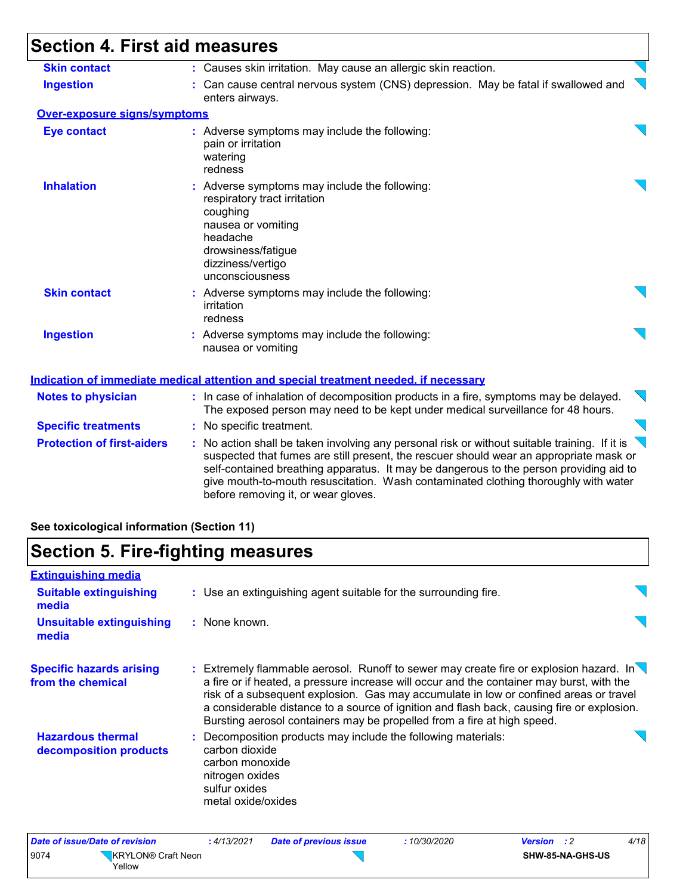## Section 4. First aid measures

| | |
|---|---|
| **Skin contact** | Causes skin irritation. May cause an allergic skin reaction. |
| **Ingestion** | Can cause central nervous system (CNS) depression. May be fatal if swallowed and enters airways. |

**Over-exposure signs/symptoms**

| | |
|---|---|
| **Eye contact** | Adverse symptoms may include the following:<br>pain or irritation<br>watering<br>redness |
| **Inhalation** | Adverse symptoms may include the following:<br>respiratory tract irritation<br>coughing<br>nausea or vomiting<br>headache<br>drowsiness/fatigue<br>dizziness/vertigo<br>unconsciousness |
| **Skin contact** | Adverse symptoms may include the following:<br>irritation<br>redness |
| **Ingestion** | Adverse symptoms may include the following:<br>nausea or vomiting |

**Indication of immediate medical attention and special treatment needed, if necessary**

| | |
|---|---|
| **Notes to physician** | In case of inhalation of decomposition products in a fire, symptoms may be delayed. The exposed person may need to be kept under medical surveillance for 48 hours. |
| **Specific treatments** | No specific treatment. |
| **Protection of first-aiders** | No action shall be taken involving any personal risk or without suitable training. If it is suspected that fumes are still present, the rescuer should wear an appropriate mask or self-contained breathing apparatus. It may be dangerous to the person providing aid to give mouth-to-mouth resuscitation. Wash contaminated clothing thoroughly with water before removing it, or wear gloves. |

**See toxicological information (Section 11)**

## Section 5. Fire-fighting measures

**Extinguishing media**

| | |
|---|---|
| **Suitable extinguishing media** | Use an extinguishing agent suitable for the surrounding fire. |
| **Unsuitable extinguishing media** | None known. |
| **Specific hazards arising from the chemical** | Extremely flammable aerosol. Runoff to sewer may create fire or explosion hazard. In a fire or if heated, a pressure increase will occur and the container may burst, with the risk of a subsequent explosion. Gas may accumulate in low or confined areas or travel a considerable distance to a source of ignition and flash back, causing fire or explosion. Bursting aerosol containers may be propelled from a fire at high speed. |
| **Hazardous thermal decomposition products** | Decomposition products may include the following materials:<br>carbon dioxide<br>carbon monoxide<br>nitrogen oxides<br>sulfur oxides<br>metal oxide/oxides |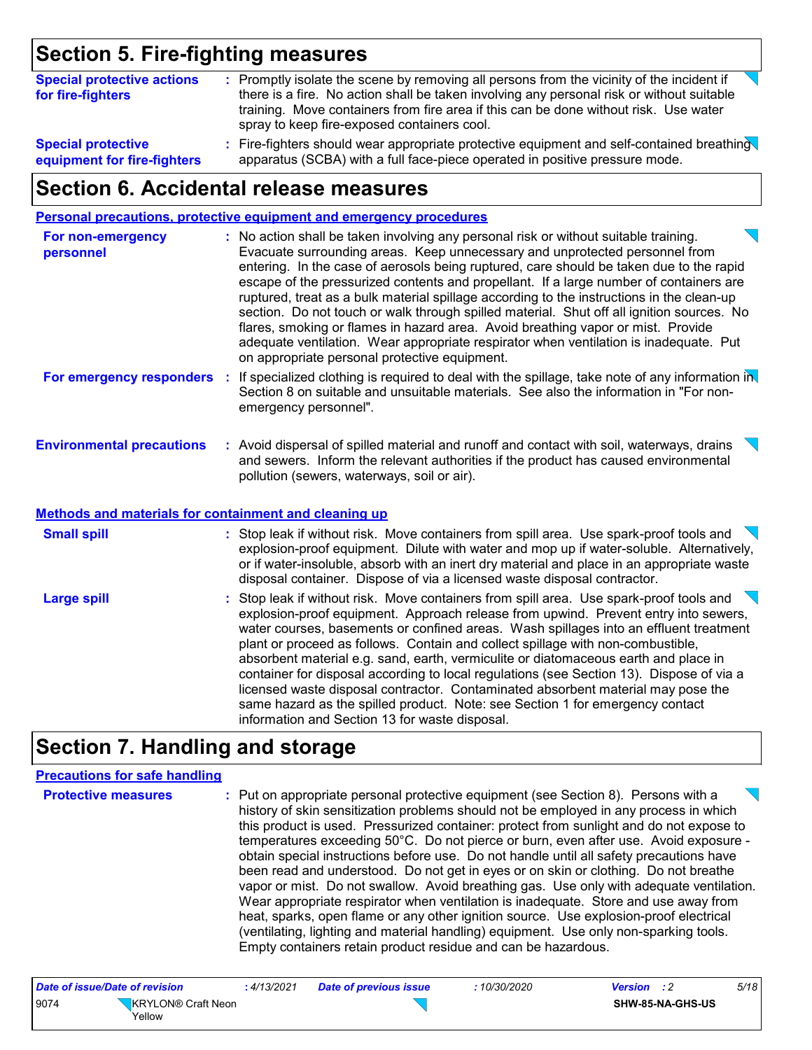## Section 5. Fire-fighting measures

**Special protective actions for fire-fighters** : Promptly isolate the scene by removing all persons from the vicinity of the incident if there is a fire. No action shall be taken involving any personal risk or without suitable training. Move containers from fire area if this can be done without risk. Use water spray to keep fire-exposed containers cool.

**Special protective equipment for fire-fighters** : Fire-fighters should wear appropriate protective equipment and self-contained breathing apparatus (SCBA) with a full face-piece operated in positive pressure mode.

## Section 6. Accidental release measures

### Personal precautions, protective equipment and emergency procedures

**For non-emergency personnel** : No action shall be taken involving any personal risk or without suitable training. Evacuate surrounding areas. Keep unnecessary and unprotected personnel from entering. In the case of aerosols being ruptured, care should be taken due to the rapid escape of the pressurized contents and propellant. If a large number of containers are ruptured, treat as a bulk material spillage according to the instructions in the clean-up section. Do not touch or walk through spilled material. Shut off all ignition sources. No flares, smoking or flames in hazard area. Avoid breathing vapor or mist. Provide adequate ventilation. Wear appropriate respirator when ventilation is inadequate. Put on appropriate personal protective equipment.

**For emergency responders** : If specialized clothing is required to deal with the spillage, take note of any information in Section 8 on suitable and unsuitable materials. See also the information in "For non-emergency personnel".

**Environmental precautions** : Avoid dispersal of spilled material and runoff and contact with soil, waterways, drains and sewers. Inform the relevant authorities if the product has caused environmental pollution (sewers, waterways, soil or air).

### Methods and materials for containment and cleaning up

**Small spill** : Stop leak if without risk. Move containers from spill area. Use spark-proof tools and explosion-proof equipment. Dilute with water and mop up if water-soluble. Alternatively, or if water-insoluble, absorb with an inert dry material and place in an appropriate waste disposal container. Dispose of via a licensed waste disposal contractor.

**Large spill** : Stop leak if without risk. Move containers from spill area. Use spark-proof tools and explosion-proof equipment. Approach release from upwind. Prevent entry into sewers, water courses, basements or confined areas. Wash spillages into an effluent treatment plant or proceed as follows. Contain and collect spillage with non-combustible, absorbent material e.g. sand, earth, vermiculite or diatomaceous earth and place in container for disposal according to local regulations (see Section 13). Dispose of via a licensed waste disposal contractor. Contaminated absorbent material may pose the same hazard as the spilled product. Note: see Section 1 for emergency contact information and Section 13 for waste disposal.

## Section 7. Handling and storage

### Precautions for safe handling

**Protective measures** : Put on appropriate personal protective equipment (see Section 8). Persons with a history of skin sensitization problems should not be employed in any process in which this product is used. Pressurized container: protect from sunlight and do not expose to temperatures exceeding 50°C. Do not pierce or burn, even after use. Avoid exposure - obtain special instructions before use. Do not handle until all safety precautions have been read and understood. Do not get in eyes or on skin or clothing. Do not breathe vapor or mist. Do not swallow. Avoid breathing gas. Use only with adequate ventilation. Wear appropriate respirator when ventilation is inadequate. Store and use away from heat, sparks, open flame or any other ignition source. Use explosion-proof electrical (ventilating, lighting and material handling) equipment. Use only non-sparking tools. Empty containers retain product residue and can be hazardous.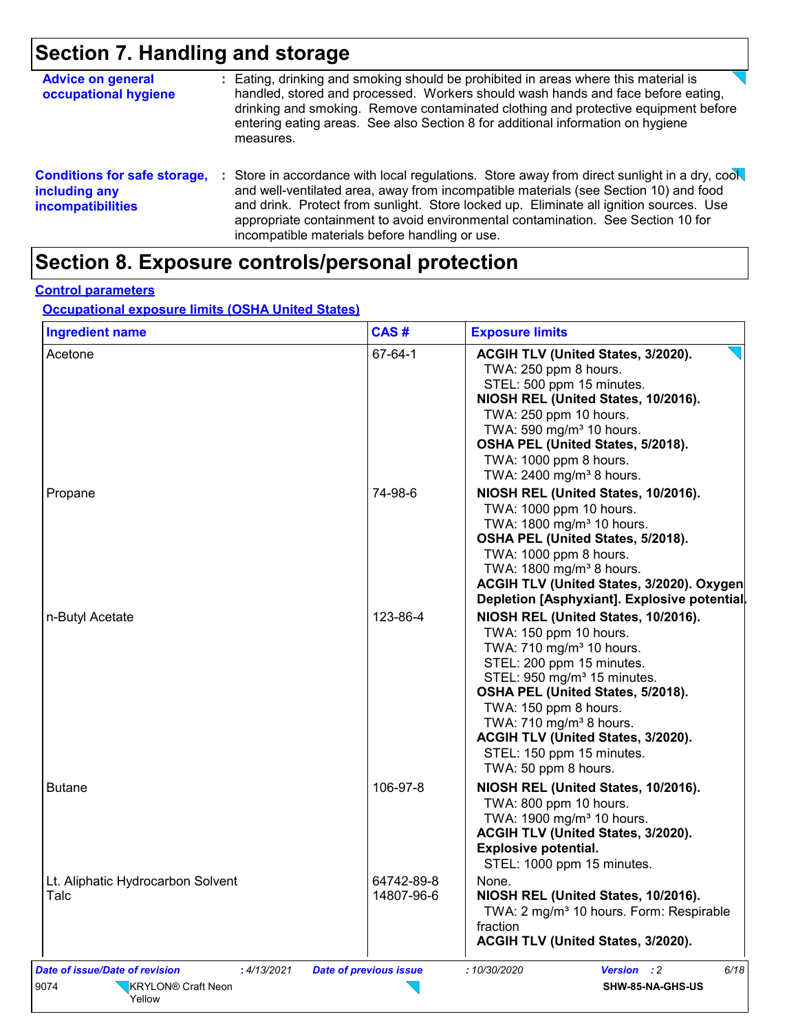# Section 7. Handling and storage

**Advice on general occupational hygiene** : Eating, drinking and smoking should be prohibited in areas where this material is handled, stored and processed. Workers should wash hands and face before eating, drinking and smoking. Remove contaminated clothing and protective equipment before entering eating areas. See also Section 8 for additional information on hygiene measures.

**Conditions for safe storage, including any incompatibilities** : Store in accordance with local regulations. Store away from direct sunlight in a dry, cool and well-ventilated area, away from incompatible materials (see Section 10) and food and drink. Protect from sunlight. Store locked up. Eliminate all ignition sources. Use appropriate containment to avoid environmental contamination. See Section 10 for incompatible materials before handling or use.

# Section 8. Exposure controls/personal protection

## Control parameters

### Occupational exposure limits (OSHA United States)

| Ingredient name | CAS # | Exposure limits |
|---|---|---|
| Acetone | 67-64-1 | **ACGIH TLV (United States, 3/2020).**<br>TWA: 250 ppm 8 hours.<br>STEL: 500 ppm 15 minutes.<br>**NIOSH REL (United States, 10/2016).**<br>TWA: 250 ppm 10 hours.<br>TWA: 590 mg/m³ 10 hours.<br>**OSHA PEL (United States, 5/2018).**<br>TWA: 1000 ppm 8 hours.<br>TWA: 2400 mg/m³ 8 hours. |
| Propane | 74-98-6 | **NIOSH REL (United States, 10/2016).**<br>TWA: 1000 ppm 10 hours.<br>TWA: 1800 mg/m³ 10 hours.<br>**OSHA PEL (United States, 5/2018).**<br>TWA: 1000 ppm 8 hours.<br>TWA: 1800 mg/m³ 8 hours.<br>**ACGIH TLV (United States, 3/2020). Oxygen Depletion [Asphyxiant]. Explosive potential.** |
| n-Butyl Acetate | 123-86-4 | **NIOSH REL (United States, 10/2016).**<br>TWA: 150 ppm 10 hours.<br>TWA: 710 mg/m³ 10 hours.<br>STEL: 200 ppm 15 minutes.<br>STEL: 950 mg/m³ 15 minutes.<br>**OSHA PEL (United States, 5/2018).**<br>TWA: 150 ppm 8 hours.<br>TWA: 710 mg/m³ 8 hours.<br>**ACGIH TLV (United States, 3/2020).**<br>STEL: 150 ppm 15 minutes.<br>TWA: 50 ppm 8 hours. |
| Butane | 106-97-8 | **NIOSH REL (United States, 10/2016).**<br>TWA: 800 ppm 10 hours.<br>TWA: 1900 mg/m³ 10 hours.<br>**ACGIH TLV (United States, 3/2020). Explosive potential.**<br>STEL: 1000 ppm 15 minutes. |
| Lt. Aliphatic Hydrocarbon Solvent | 64742-89-8 | None. |
| Talc | 14807-96-6 | **NIOSH REL (United States, 10/2016).**<br>TWA: 2 mg/m³ 10 hours. Form: Respirable fraction<br>**ACGIH TLV (United States, 3/2020).** |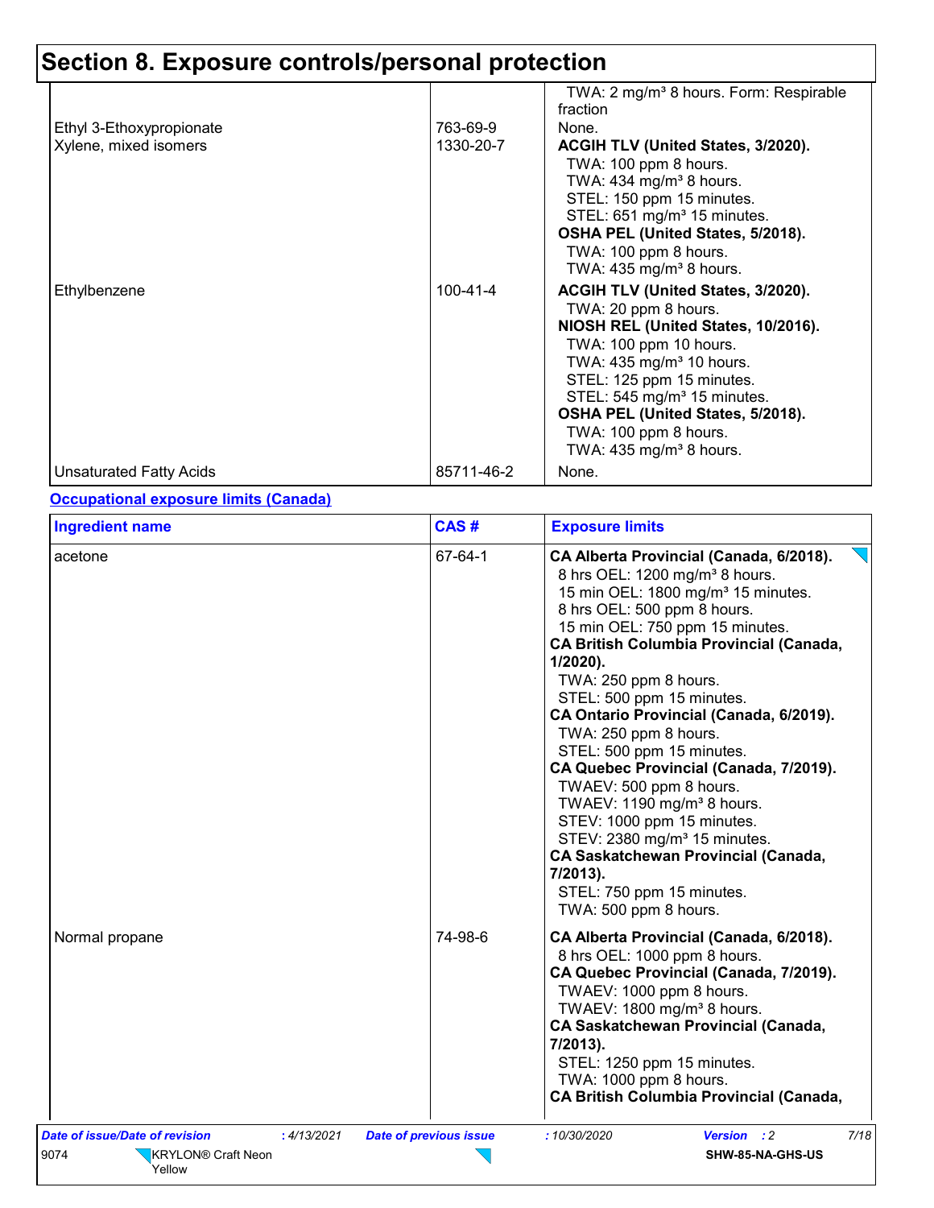# Section 8. Exposure controls/personal protection

| | | |
|---|---|---|
| | | TWA: 2 mg/m³ 8 hours. Form: Respirable fraction |
| Ethyl 3-Ethoxypropionate | 763-69-9 | None. |
| Xylene, mixed isomers | 1330-20-7 | **ACGIH TLV (United States, 3/2020).**<br>TWA: 100 ppm 8 hours.<br>TWA: 434 mg/m³ 8 hours.<br>STEL: 150 ppm 15 minutes.<br>STEL: 651 mg/m³ 15 minutes.<br>**OSHA PEL (United States, 5/2018).**<br>TWA: 100 ppm 8 hours.<br>TWA: 435 mg/m³ 8 hours. |
| Ethylbenzene | 100-41-4 | **ACGIH TLV (United States, 3/2020).**<br>TWA: 20 ppm 8 hours.<br>**NIOSH REL (United States, 10/2016).**<br>TWA: 100 ppm 10 hours.<br>TWA: 435 mg/m³ 10 hours.<br>STEL: 125 ppm 15 minutes.<br>STEL: 545 mg/m³ 15 minutes.<br>**OSHA PEL (United States, 5/2018).**<br>TWA: 100 ppm 8 hours.<br>TWA: 435 mg/m³ 8 hours. |
| Unsaturated Fatty Acids | 85711-46-2 | None. |

**Occupational exposure limits (Canada)**

| Ingredient name | CAS # | Exposure limits |
|---|---|---|
| acetone | 67-64-1 | **CA Alberta Provincial (Canada, 6/2018).**<br>8 hrs OEL: 1200 mg/m³ 8 hours.<br>15 min OEL: 1800 mg/m³ 15 minutes.<br>8 hrs OEL: 500 ppm 8 hours.<br>15 min OEL: 750 ppm 15 minutes.<br>**CA British Columbia Provincial (Canada, 1/2020).**<br>TWA: 250 ppm 8 hours.<br>STEL: 500 ppm 15 minutes.<br>**CA Ontario Provincial (Canada, 6/2019).**<br>TWA: 250 ppm 8 hours.<br>STEL: 500 ppm 15 minutes.<br>**CA Quebec Provincial (Canada, 7/2019).**<br>TWAEV: 500 ppm 8 hours.<br>TWAEV: 1190 mg/m³ 8 hours.<br>STEV: 1000 ppm 15 minutes.<br>STEV: 2380 mg/m³ 15 minutes.<br>**CA Saskatchewan Provincial (Canada, 7/2013).**<br>STEL: 750 ppm 15 minutes.<br>TWA: 500 ppm 8 hours. |
| Normal propane | 74-98-6 | **CA Alberta Provincial (Canada, 6/2018).**<br>8 hrs OEL: 1000 ppm 8 hours.<br>**CA Quebec Provincial (Canada, 7/2019).**<br>TWAEV: 1000 ppm 8 hours.<br>TWAEV: 1800 mg/m³ 8 hours.<br>**CA Saskatchewan Provincial (Canada, 7/2013).**<br>STEL: 1250 ppm 15 minutes.<br>TWA: 1000 ppm 8 hours.<br>**CA British Columbia Provincial (Canada,** |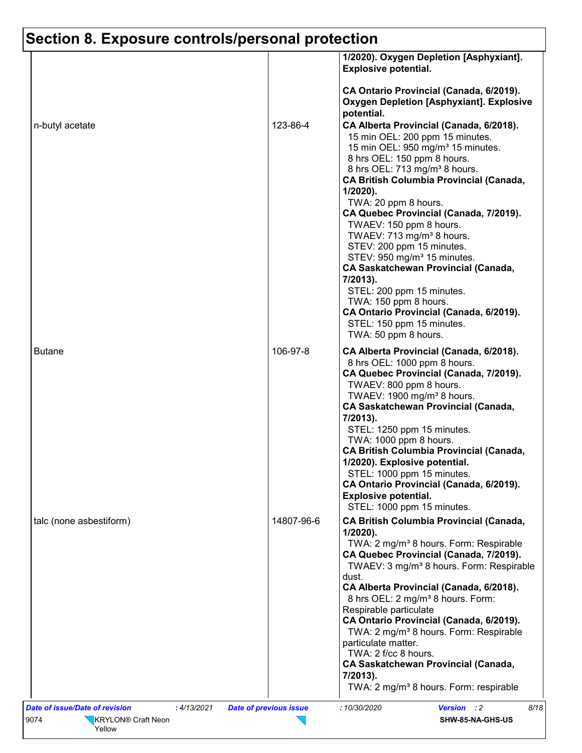## Section 8. Exposure controls/personal protection

| | | |
|---|---|---|
| | | **1/2020). Oxygen Depletion [Asphyxiant]. Explosive potential.**<br><br>**CA Ontario Provincial (Canada, 6/2019). Oxygen Depletion [Asphyxiant]. Explosive potential.** |
| n-butyl acetate | 123-86-4 | **CA Alberta Provincial (Canada, 6/2018).**<br>15 min OEL: 200 ppm 15 minutes.<br>15 min OEL: 950 mg/m³ 15 minutes.<br>8 hrs OEL: 150 ppm 8 hours.<br>8 hrs OEL: 713 mg/m³ 8 hours.<br>**CA British Columbia Provincial (Canada, 1/2020).**<br>TWA: 20 ppm 8 hours.<br>**CA Quebec Provincial (Canada, 7/2019).**<br>TWAEV: 150 ppm 8 hours.<br>TWAEV: 713 mg/m³ 8 hours.<br>STEV: 200 ppm 15 minutes.<br>STEV: 950 mg/m³ 15 minutes.<br>**CA Saskatchewan Provincial (Canada, 7/2013).**<br>STEL: 200 ppm 15 minutes.<br>TWA: 150 ppm 8 hours.<br>**CA Ontario Provincial (Canada, 6/2019).**<br>STEL: 150 ppm 15 minutes.<br>TWA: 50 ppm 8 hours. |
| Butane | 106-97-8 | **CA Alberta Provincial (Canada, 6/2018).**<br>8 hrs OEL: 1000 ppm 8 hours.<br>**CA Quebec Provincial (Canada, 7/2019).**<br>TWAEV: 800 ppm 8 hours.<br>TWAEV: 1900 mg/m³ 8 hours.<br>**CA Saskatchewan Provincial (Canada, 7/2013).**<br>STEL: 1250 ppm 15 minutes.<br>TWA: 1000 ppm 8 hours.<br>**CA British Columbia Provincial (Canada, 1/2020). Explosive potential.**<br>STEL: 1000 ppm 15 minutes.<br>**CA Ontario Provincial (Canada, 6/2019). Explosive potential.**<br>STEL: 1000 ppm 15 minutes. |
| talc (none asbestiform) | 14807-96-6 | **CA British Columbia Provincial (Canada, 1/2020).**<br>TWA: 2 mg/m³ 8 hours. Form: Respirable<br>**CA Quebec Provincial (Canada, 7/2019).**<br>TWAEV: 3 mg/m³ 8 hours. Form: Respirable dust.<br>**CA Alberta Provincial (Canada, 6/2018).**<br>8 hrs OEL: 2 mg/m³ 8 hours. Form: Respirable particulate<br>**CA Ontario Provincial (Canada, 6/2019).**<br>TWA: 2 mg/m³ 8 hours. Form: Respirable particulate matter.<br>TWA: 2 f/cc 8 hours.<br>**CA Saskatchewan Provincial (Canada, 7/2013).**<br>TWA: 2 mg/m³ 8 hours. Form: respirable |

*Date of issue/Date of revision* : 4/13/2021 *Date of previous issue* : 10/30/2020 *Version* : 2

9074 KRYLON® Craft Neon Yellow SHW-85-NA-GHS-US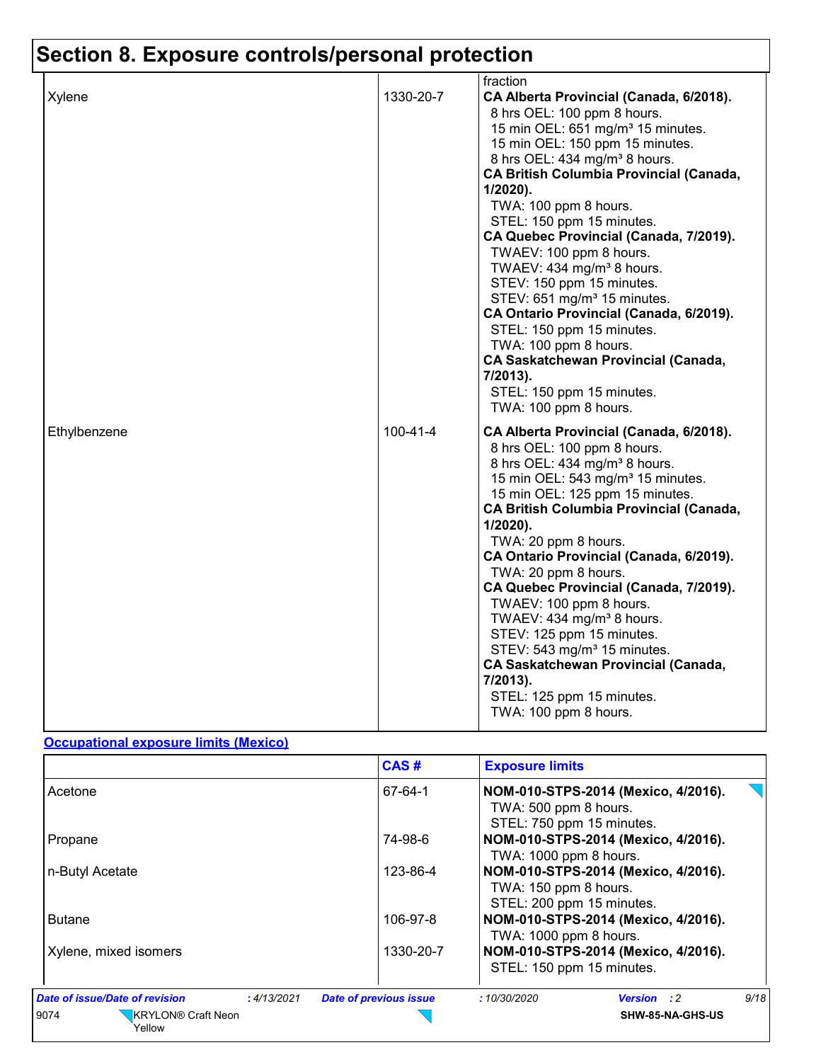# Section 8. Exposure controls/personal protection

| | | |
|---|---|---|
| | | fraction |
| Xylene | 1330-20-7 | **CA Alberta Provincial (Canada, 6/2018).**<br>8 hrs OEL: 100 ppm 8 hours.<br>15 min OEL: 651 mg/m³ 15 minutes.<br>15 min OEL: 150 ppm 15 minutes.<br>8 hrs OEL: 434 mg/m³ 8 hours.<br>**CA British Columbia Provincial (Canada, 1/2020).**<br>TWA: 100 ppm 8 hours.<br>STEL: 150 ppm 15 minutes.<br>**CA Quebec Provincial (Canada, 7/2019).**<br>TWAEV: 100 ppm 8 hours.<br>TWAEV: 434 mg/m³ 8 hours.<br>STEV: 150 ppm 15 minutes.<br>STEV: 651 mg/m³ 15 minutes.<br>**CA Ontario Provincial (Canada, 6/2019).**<br>STEL: 150 ppm 15 minutes.<br>TWA: 100 ppm 8 hours.<br>**CA Saskatchewan Provincial (Canada, 7/2013).**<br>STEL: 150 ppm 15 minutes.<br>TWA: 100 ppm 8 hours. |
| Ethylbenzene | 100-41-4 | **CA Alberta Provincial (Canada, 6/2018).**<br>8 hrs OEL: 100 ppm 8 hours.<br>8 hrs OEL: 434 mg/m³ 8 hours.<br>15 min OEL: 543 mg/m³ 15 minutes.<br>15 min OEL: 125 ppm 15 minutes.<br>**CA British Columbia Provincial (Canada, 1/2020).**<br>TWA: 20 ppm 8 hours.<br>**CA Ontario Provincial (Canada, 6/2019).**<br>TWA: 20 ppm 8 hours.<br>**CA Quebec Provincial (Canada, 7/2019).**<br>TWAEV: 100 ppm 8 hours.<br>TWAEV: 434 mg/m³ 8 hours.<br>STEV: 125 ppm 15 minutes.<br>STEV: 543 mg/m³ 15 minutes.<br>**CA Saskatchewan Provincial (Canada, 7/2013).**<br>STEL: 125 ppm 15 minutes.<br>TWA: 100 ppm 8 hours. |

**Occupational exposure limits (Mexico)**

| | CAS # | Exposure limits |
|---|---|---|
| Acetone | 67-64-1 | **NOM-010-STPS-2014 (Mexico, 4/2016).**<br>TWA: 500 ppm 8 hours.<br>STEL: 750 ppm 15 minutes. |
| Propane | 74-98-6 | **NOM-010-STPS-2014 (Mexico, 4/2016).**<br>TWA: 1000 ppm 8 hours. |
| n-Butyl Acetate | 123-86-4 | **NOM-010-STPS-2014 (Mexico, 4/2016).**<br>TWA: 150 ppm 8 hours.<br>STEL: 200 ppm 15 minutes. |
| Butane | 106-97-8 | **NOM-010-STPS-2014 (Mexico, 4/2016).**<br>TWA: 1000 ppm 8 hours. |
| Xylene, mixed isomers | 1330-20-7 | **NOM-010-STPS-2014 (Mexico, 4/2016).**<br>STEL: 150 ppm 15 minutes. |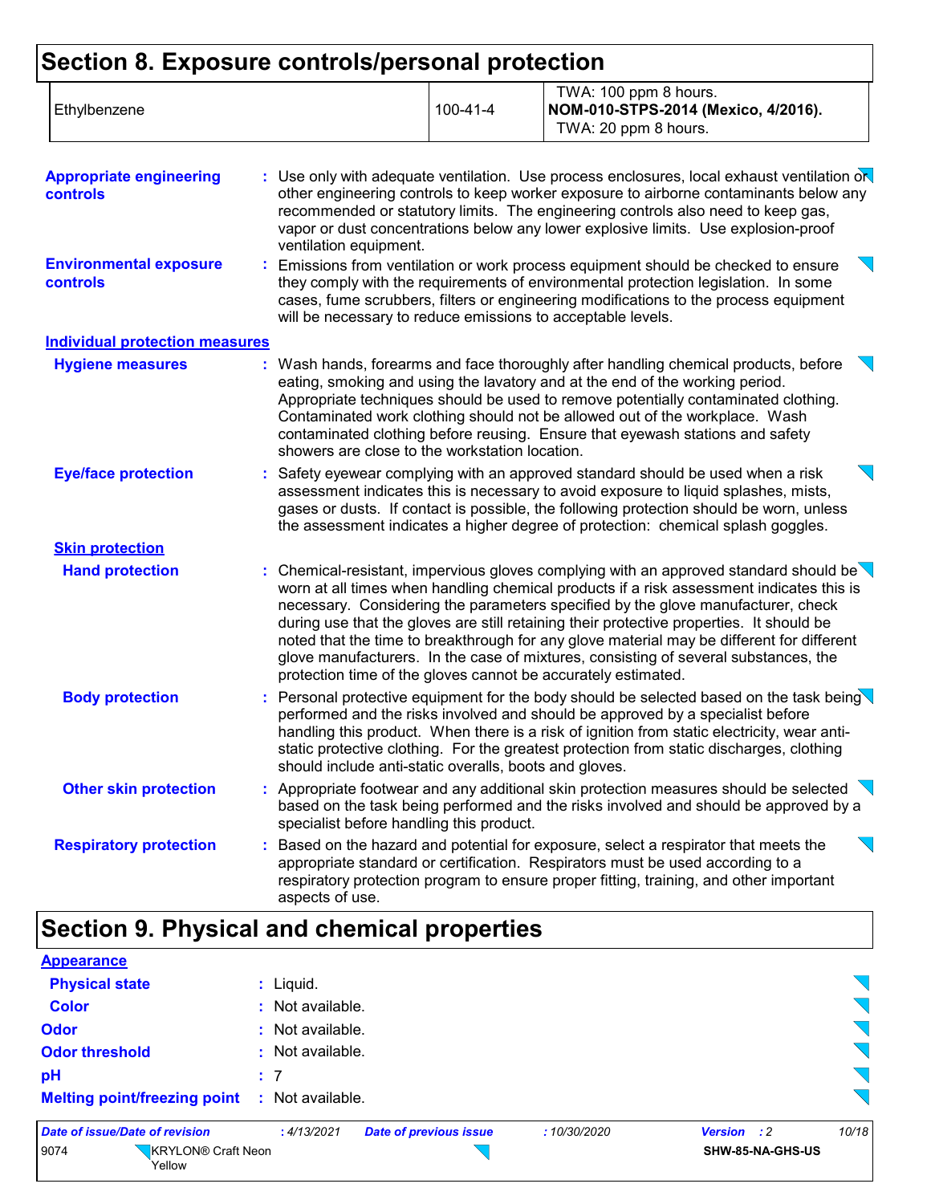## Section 8. Exposure controls/personal protection

| | | |
|---|---|---|
| Ethylbenzene | 100-41-4 | TWA: 100 ppm 8 hours. **NOM-010-STPS-2014 (Mexico, 4/2016).** TWA: 20 ppm 8 hours. |

**Appropriate engineering controls** : Use only with adequate ventilation. Use process enclosures, local exhaust ventilation or other engineering controls to keep worker exposure to airborne contaminants below any recommended or statutory limits. The engineering controls also need to keep gas, vapor or dust concentrations below any lower explosive limits. Use explosion-proof ventilation equipment.

**Environmental exposure controls** : Emissions from ventilation or work process equipment should be checked to ensure they comply with the requirements of environmental protection legislation. In some cases, fume scrubbers, filters or engineering modifications to the process equipment will be necessary to reduce emissions to acceptable levels.

**Individual protection measures**

**Hygiene measures** : Wash hands, forearms and face thoroughly after handling chemical products, before eating, smoking and using the lavatory and at the end of the working period. Appropriate techniques should be used to remove potentially contaminated clothing. Contaminated work clothing should not be allowed out of the workplace. Wash contaminated clothing before reusing. Ensure that eyewash stations and safety showers are close to the workstation location.

**Eye/face protection** : Safety eyewear complying with an approved standard should be used when a risk assessment indicates this is necessary to avoid exposure to liquid splashes, mists, gases or dusts. If contact is possible, the following protection should be worn, unless the assessment indicates a higher degree of protection: chemical splash goggles.

**Skin protection**

**Hand protection** : Chemical-resistant, impervious gloves complying with an approved standard should be worn at all times when handling chemical products if a risk assessment indicates this is necessary. Considering the parameters specified by the glove manufacturer, check during use that the gloves are still retaining their protective properties. It should be noted that the time to breakthrough for any glove material may be different for different glove manufacturers. In the case of mixtures, consisting of several substances, the protection time of the gloves cannot be accurately estimated.

**Body protection** : Personal protective equipment for the body should be selected based on the task being performed and the risks involved and should be approved by a specialist before handling this product. When there is a risk of ignition from static electricity, wear anti-static protective clothing. For the greatest protection from static discharges, clothing should include anti-static overalls, boots and gloves.

**Other skin protection** : Appropriate footwear and any additional skin protection measures should be selected based on the task being performed and the risks involved and should be approved by a specialist before handling this product.

**Respiratory protection** : Based on the hazard and potential for exposure, select a respirator that meets the appropriate standard or certification. Respirators must be used according to a respiratory protection program to ensure proper fitting, training, and other important aspects of use.

## Section 9. Physical and chemical properties

**Appearance**

**Physical state** : Liquid.

**Color** : Not available.

**Odor** : Not available.

**Odor threshold** : Not available.

**pH** : 7

**Melting point/freezing point** : Not available.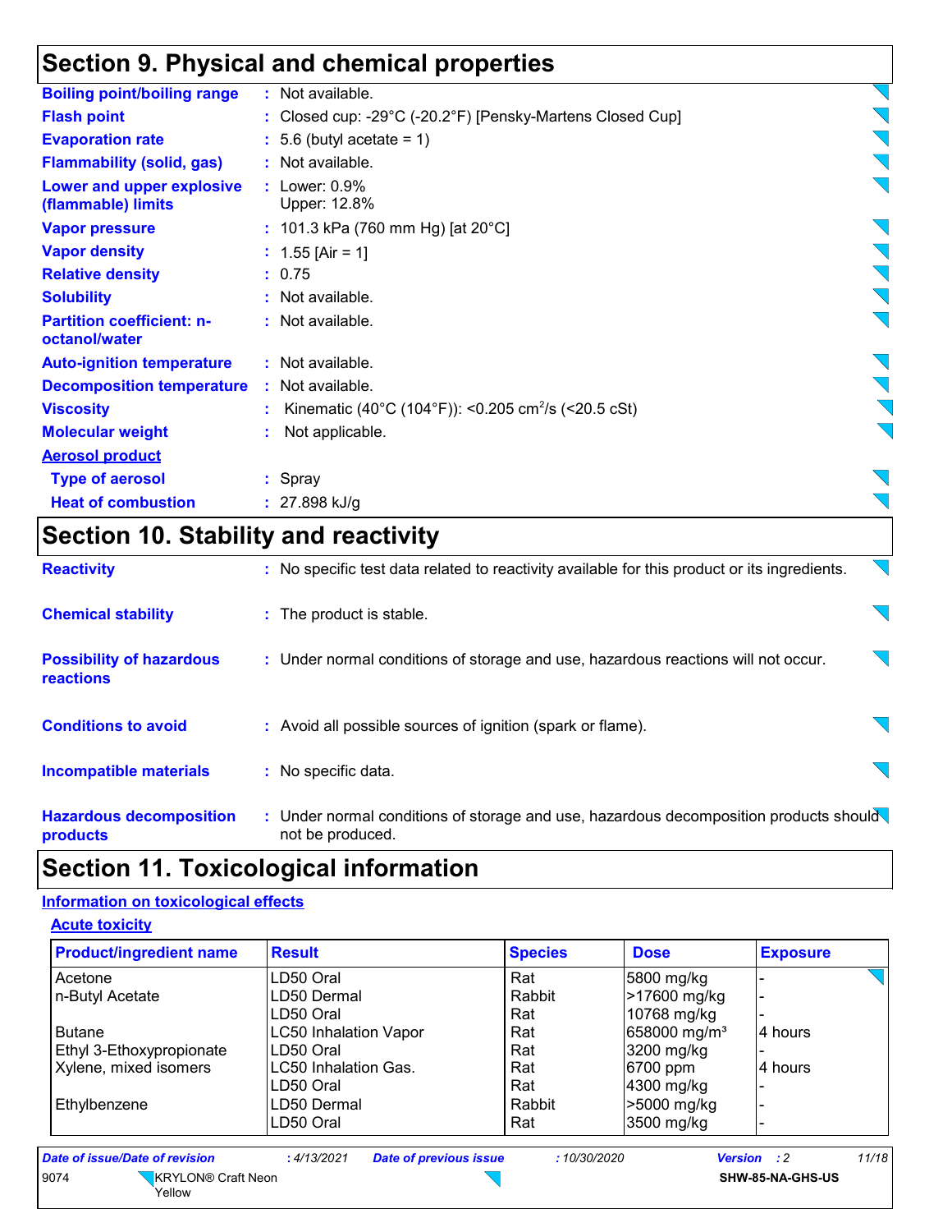## Section 9. Physical and chemical properties

| | | |
|---|---|---|
| **Boiling point/boiling range** | : | Not available. |
| **Flash point** | : | Closed cup: -29°C (-20.2°F) [Pensky-Martens Closed Cup] |
| **Evaporation rate** | : | 5.6 (butyl acetate = 1) |
| **Flammability (solid, gas)** | : | Not available. |
| **Lower and upper explosive (flammable) limits** | : | Lower: 0.9%<br>Upper: 12.8% |
| **Vapor pressure** | : | 101.3 kPa (760 mm Hg) [at 20°C] |
| **Vapor density** | : | 1.55 [Air = 1] |
| **Relative density** | : | 0.75 |
| **Solubility** | : | Not available. |
| **Partition coefficient: n-octanol/water** | : | Not available. |
| **Auto-ignition temperature** | : | Not available. |
| **Decomposition temperature** | : | Not available. |
| **Viscosity** | : | Kinematic (40°C (104°F)): <0.205 $cm^2/s$ (<20.5 cSt) |
| **Molecular weight** | : | Not applicable. |

**Aerosol product**

| | | |
|---|---|---|
| **Type of aerosol** | : | Spray |
| **Heat of combustion** | : | 27.898 kJ/g |

## Section 10. Stability and reactivity

| | | |
|---|---|---|
| **Reactivity** | : | No specific test data related to reactivity available for this product or its ingredients. |
| **Chemical stability** | : | The product is stable. |
| **Possibility of hazardous reactions** | : | Under normal conditions of storage and use, hazardous reactions will not occur. |
| **Conditions to avoid** | : | Avoid all possible sources of ignition (spark or flame). |
| **Incompatible materials** | : | No specific data. |
| **Hazardous decomposition products** | : | Under normal conditions of storage and use, hazardous decomposition products should not be produced. |

## Section 11. Toxicological information

**Information on toxicological effects**

**Acute toxicity**

| Product/ingredient name | Result | Species | Dose | Exposure |
|---|---|---|---|---|
| Acetone | LD50 Oral | Rat | 5800 mg/kg | - |
| n-Butyl Acetate | LD50 Dermal | Rabbit | >17600 mg/kg | - |
| | LD50 Oral | Rat | 10768 mg/kg | - |
| Butane | LC50 Inhalation Vapor | Rat | 658000 $mg/m^3$ | 4 hours |
| Ethyl 3-Ethoxypropionate | LD50 Oral | Rat | 3200 mg/kg | - |
| Xylene, mixed isomers | LC50 Inhalation Gas. | Rat | 6700 ppm | 4 hours |
| | LD50 Oral | Rat | 4300 mg/kg | - |
| Ethylbenzene | LD50 Dermal | Rabbit | >5000 mg/kg | - |
| | LD50 Oral | Rat | 3500 mg/kg | - |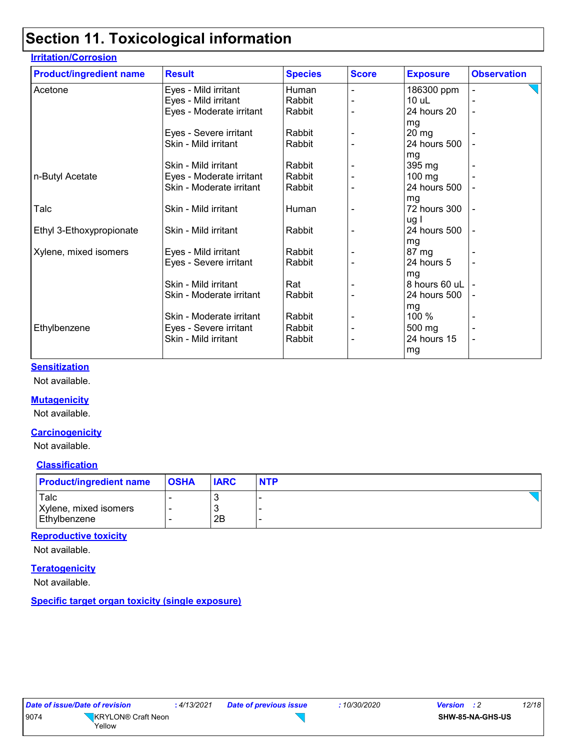# Section 11. Toxicological information

### Irritation/Corrosion

| Product/ingredient name | Result | Species | Score | Exposure | Observation |
|---|---|---|---|---|---|
| Acetone | Eyes - Mild irritant | Human | - | 186300 ppm | - |
| | Eyes - Mild irritant | Rabbit | - | 10 uL | - |
| | Eyes - Moderate irritant | Rabbit | - | 24 hours 20 mg | - |
| | Eyes - Severe irritant | Rabbit | - | 20 mg | - |
| | Skin - Mild irritant | Rabbit | - | 24 hours 500 mg | - |
| | Skin - Mild irritant | Rabbit | - | 395 mg | - |
| n-Butyl Acetate | Eyes - Moderate irritant | Rabbit | - | 100 mg | - |
| | Skin - Moderate irritant | Rabbit | - | 24 hours 500 mg | - |
| Talc | Skin - Mild irritant | Human | - | 72 hours 300 ug I | - |
| Ethyl 3-Ethoxypropionate | Skin - Mild irritant | Rabbit | - | 24 hours 500 mg | - |
| Xylene, mixed isomers | Eyes - Mild irritant | Rabbit | - | 87 mg | - |
| | Eyes - Severe irritant | Rabbit | - | 24 hours 5 mg | - |
| | Skin - Mild irritant | Rat | - | 8 hours 60 uL | - |
| | Skin - Moderate irritant | Rabbit | - | 24 hours 500 mg | - |
| | Skin - Moderate irritant | Rabbit | - | 100 % | - |
| Ethylbenzene | Eyes - Severe irritant | Rabbit | - | 500 mg | - |
| | Skin - Mild irritant | Rabbit | - | 24 hours 15 mg | - |

### Sensitization

Not available.

### Mutagenicity

Not available.

### Carcinogenicity

Not available.

### Classification

| Product/ingredient name | OSHA | IARC | NTP |
|---|---|---|---|
| Talc | - | 3 | - |
| Xylene, mixed isomers | - | 3 | - |
| Ethylbenzene | - | 2B | - |

### Reproductive toxicity

Not available.

### Teratogenicity

Not available.

### Specific target organ toxicity (single exposure)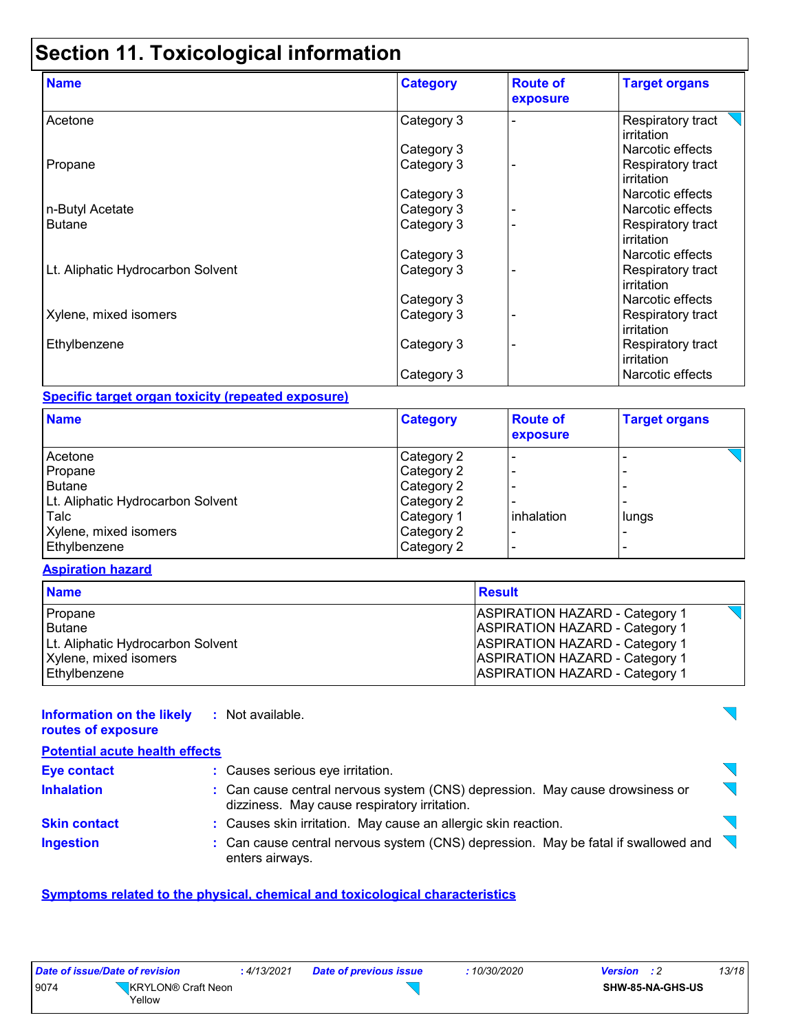# Section 11. Toxicological information

| Name | Category | Route of exposure | Target organs |
| --- | --- | --- | --- |
| Acetone | Category 3 | - | Respiratory tract irritation |
| | Category 3 | | Narcotic effects |
| Propane | Category 3 | - | Respiratory tract irritation |
| | Category 3 | | Narcotic effects |
| n-Butyl Acetate | Category 3 | - | Narcotic effects |
| Butane | Category 3 | - | Respiratory tract irritation |
| | Category 3 | | Narcotic effects |
| Lt. Aliphatic Hydrocarbon Solvent | Category 3 | - | Respiratory tract irritation |
| | Category 3 | | Narcotic effects |
| Xylene, mixed isomers | Category 3 | - | Respiratory tract irritation |
| Ethylbenzene | Category 3 | - | Respiratory tract irritation |
| | Category 3 | | Narcotic effects |

**Specific target organ toxicity (repeated exposure)**

| Name | Category | Route of exposure | Target organs |
| --- | --- | --- | --- |
| Acetone | Category 2 | - | - |
| Propane | Category 2 | - | - |
| Butane | Category 2 | - | - |
| Lt. Aliphatic Hydrocarbon Solvent | Category 2 | - | - |
| Talc | Category 1 | inhalation | lungs |
| Xylene, mixed isomers | Category 2 | - | - |
| Ethylbenzene | Category 2 | - | - |

**Aspiration hazard**

| Name | Result |
| --- | --- |
| Propane | ASPIRATION HAZARD - Category 1 |
| Butane | ASPIRATION HAZARD - Category 1 |
| Lt. Aliphatic Hydrocarbon Solvent | ASPIRATION HAZARD - Category 1 |
| Xylene, mixed isomers | ASPIRATION HAZARD - Category 1 |
| Ethylbenzene | ASPIRATION HAZARD - Category 1 |

**Information on the likely routes of exposure** : Not available.

**Potential acute health effects**

**Eye contact** : Causes serious eye irritation.

**Inhalation** : Can cause central nervous system (CNS) depression. May cause drowsiness or dizziness. May cause respiratory irritation.

**Skin contact** : Causes skin irritation. May cause an allergic skin reaction.

**Ingestion** : Can cause central nervous system (CNS) depression. May be fatal if swallowed and enters airways.

**Symptoms related to the physical, chemical and toxicological characteristics**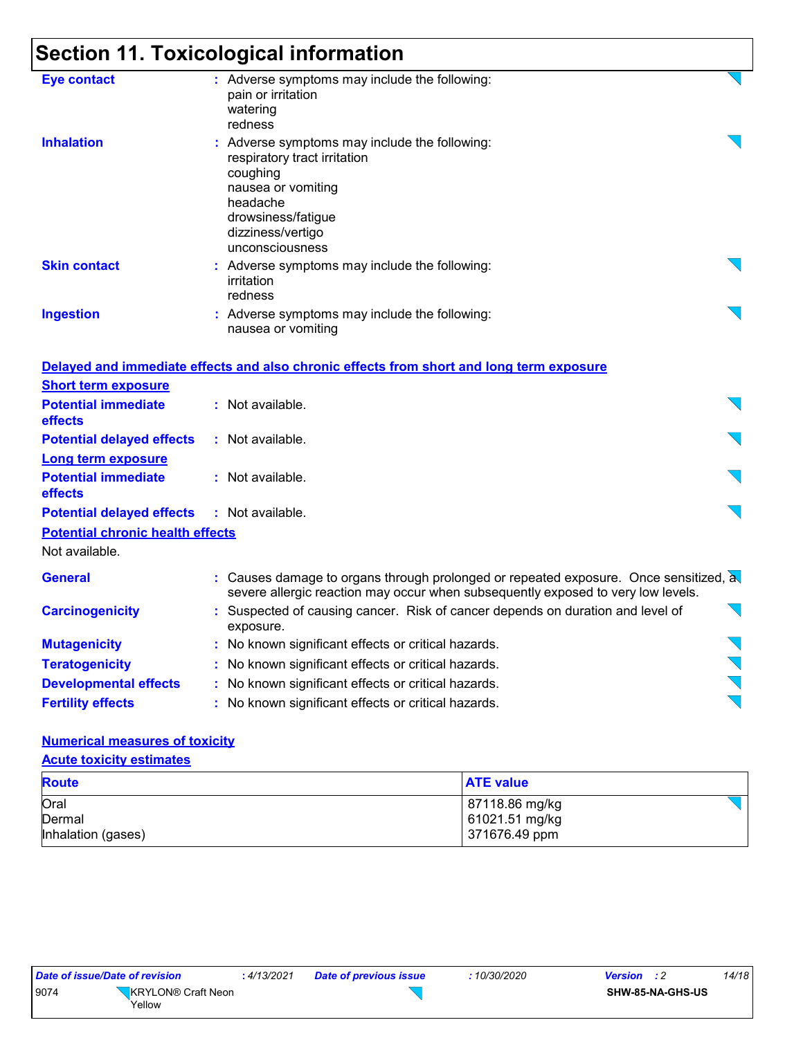## Section 11. Toxicological information

**Eye contact** : Adverse symptoms may include the following:
pain or irritation
watering
redness

**Inhalation** : Adverse symptoms may include the following:
respiratory tract irritation
coughing
nausea or vomiting
headache
drowsiness/fatigue
dizziness/vertigo
unconsciousness

**Skin contact** : Adverse symptoms may include the following:
irritation
redness

**Ingestion** : Adverse symptoms may include the following:
nausea or vomiting

### Delayed and immediate effects and also chronic effects from short and long term exposure

**Short term exposure**

**Potential immediate effects** : Not available.

**Potential delayed effects** : Not available.

**Long term exposure**

**Potential immediate effects** : Not available.

**Potential delayed effects** : Not available.

**Potential chronic health effects**

Not available.

**General** : Causes damage to organs through prolonged or repeated exposure. Once sensitized, a severe allergic reaction may occur when subsequently exposed to very low levels.

**Carcinogenicity** : Suspected of causing cancer. Risk of cancer depends on duration and level of exposure.

**Mutagenicity** : No known significant effects or critical hazards.

**Teratogenicity** : No known significant effects or critical hazards.

**Developmental effects** : No known significant effects or critical hazards.

**Fertility effects** : No known significant effects or critical hazards.

### Numerical measures of toxicity

**Acute toxicity estimates**

| Route | ATE value |
|---|---|
| Oral | 87118.86 mg/kg |
| Dermal | 61021.51 mg/kg |
| Inhalation (gases) | 371676.49 ppm |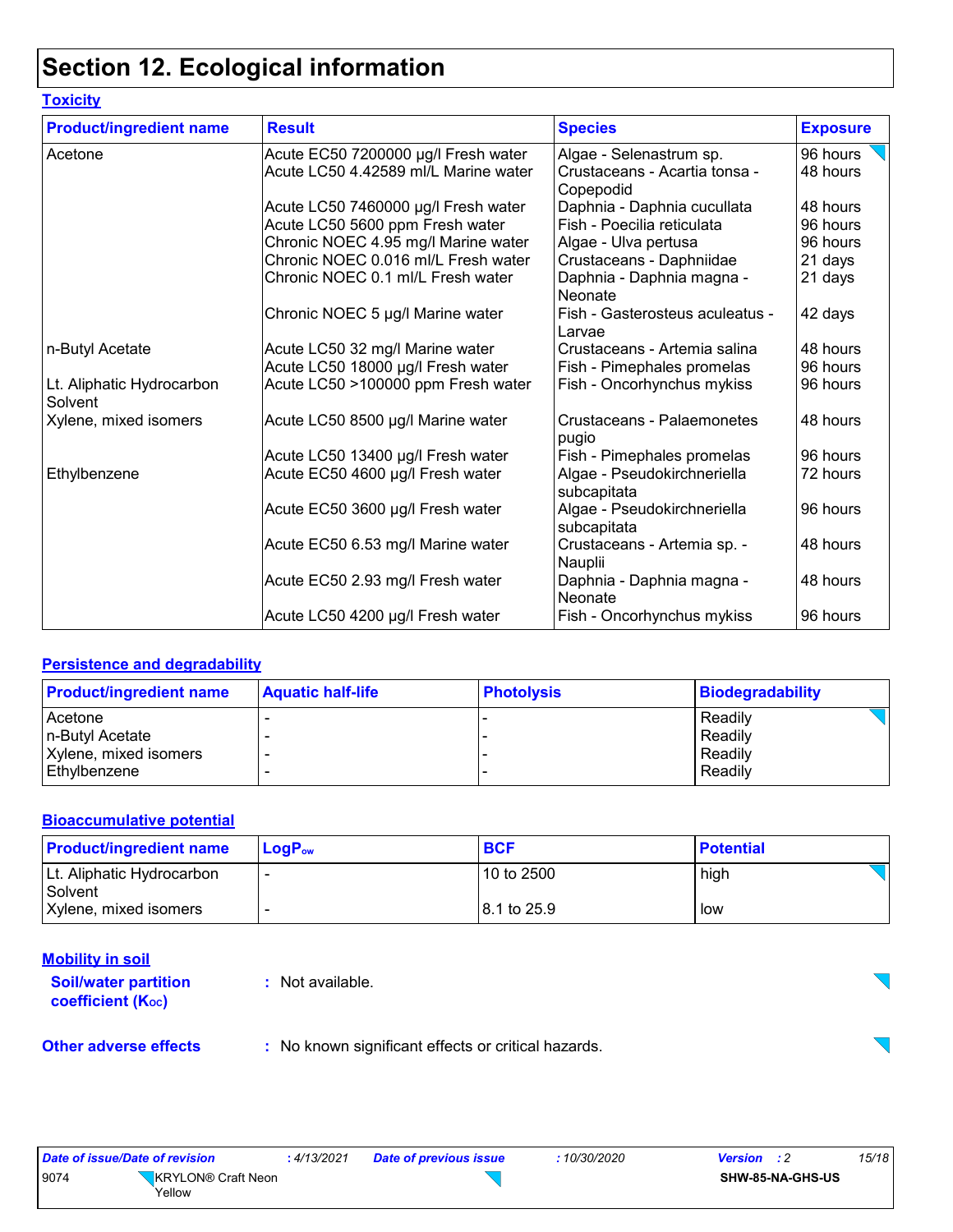# Section 12. Ecological information

## Toxicity

| Product/ingredient name | Result | Species | Exposure |
|---|---|---|---|
| Acetone | Acute EC50 7200000 µg/l Fresh water | Algae - Selenastrum sp. | 96 hours |
| | Acute LC50 4.42589 ml/L Marine water | Crustaceans - Acartia tonsa - Copepodid | 48 hours |
| | Acute LC50 7460000 µg/l Fresh water | Daphnia - Daphnia cucullata | 48 hours |
| | Acute LC50 5600 ppm Fresh water | Fish - Poecilia reticulata | 96 hours |
| | Chronic NOEC 4.95 mg/l Marine water | Algae - Ulva pertusa | 96 hours |
| | Chronic NOEC 0.016 ml/L Fresh water | Crustaceans - Daphniidae | 21 days |
| | Chronic NOEC 0.1 ml/L Fresh water | Daphnia - Daphnia magna - Neonate | 21 days |
| | Chronic NOEC 5 µg/l Marine water | Fish - Gasterosteus aculeatus - Larvae | 42 days |
| n-Butyl Acetate | Acute LC50 32 mg/l Marine water | Crustaceans - Artemia salina | 48 hours |
| | Acute LC50 18000 µg/l Fresh water | Fish - Pimephales promelas | 96 hours |
| Lt. Aliphatic Hydrocarbon Solvent | Acute LC50 >100000 ppm Fresh water | Fish - Oncorhynchus mykiss | 96 hours |
| Xylene, mixed isomers | Acute LC50 8500 µg/l Marine water | Crustaceans - Palaemonetes pugio | 48 hours |
| | Acute LC50 13400 µg/l Fresh water | Fish - Pimephales promelas | 96 hours |
| Ethylbenzene | Acute EC50 4600 µg/l Fresh water | Algae - Pseudokirchneriella subcapitata | 72 hours |
| | Acute EC50 3600 µg/l Fresh water | Algae - Pseudokirchneriella subcapitata | 96 hours |
| | Acute EC50 6.53 mg/l Marine water | Crustaceans - Artemia sp. - Nauplii | 48 hours |
| | Acute EC50 2.93 mg/l Fresh water | Daphnia - Daphnia magna - Neonate | 48 hours |
| | Acute LC50 4200 µg/l Fresh water | Fish - Oncorhynchus mykiss | 96 hours |

## Persistence and degradability

| Product/ingredient name | Aquatic half-life | Photolysis | Biodegradability |
|---|---|---|---|
| Acetone | - | - | Readily |
| n-Butyl Acetate | - | - | Readily |
| Xylene, mixed isomers | - | - | Readily |
| Ethylbenzene | - | - | Readily |

## Bioaccumulative potential

| Product/ingredient name | $LogP_{ow}$ | BCF | Potential |
|---|---|---|---|
| Lt. Aliphatic Hydrocarbon Solvent | - | 10 to 2500 | high |
| Xylene, mixed isomers | - | 8.1 to 25.9 | low |

## Mobility in soil

**Soil/water partition coefficient ($K_{OC}$)** : Not available.

**Other adverse effects** : No known significant effects or critical hazards.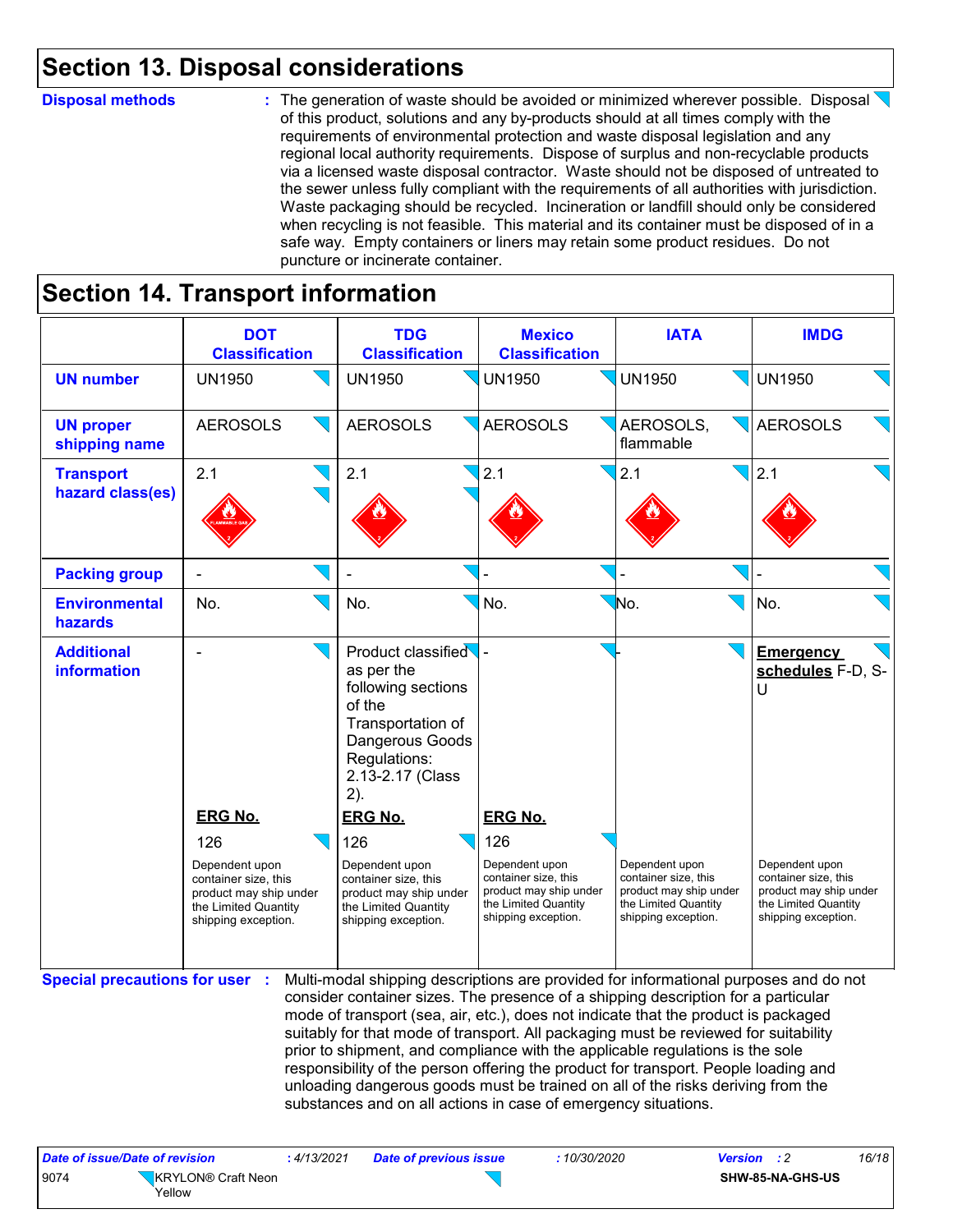# Section 13. Disposal considerations

**Disposal methods** : The generation of waste should be avoided or minimized wherever possible. Disposal of this product, solutions and any by-products should at all times comply with the requirements of environmental protection and waste disposal legislation and any regional local authority requirements. Dispose of surplus and non-recyclable products via a licensed waste disposal contractor. Waste should not be disposed of untreated to the sewer unless fully compliant with the requirements of all authorities with jurisdiction. Waste packaging should be recycled. Incineration or landfill should only be considered when recycling is not feasible. This material and its container must be disposed of in a safe way. Empty containers or liners may retain some product residues. Do not puncture or incinerate container.

# Section 14. Transport information

| | DOT Classification | TDG Classification | Mexico Classification | IATA | IMDG |
|---|---|---|---|---|---|
| **UN number** | UN1950 | UN1950 | UN1950 | UN1950 | UN1950 |
| **UN proper shipping name** | AEROSOLS | AEROSOLS | AEROSOLS | AEROSOLS, flammable | AEROSOLS |
| **Transport hazard class(es)** | 2.1 | 2.1 | 2.1 | 2.1 | 2.1 |
| **Packing group** | - | - | - | - | - |
| **Environmental hazards** | No. | No. | No. | No. | No. |
| **Additional information** | - <br> **ERG No.** <br> 126 <br> Dependent upon container size, this product may ship under the Limited Quantity shipping exception. | Product classified as per the following sections of the Transportation of Dangerous Goods Regulations: 2.13-2.17 (Class 2). <br> **ERG No.** <br> 126 <br> Dependent upon container size, this product may ship under the Limited Quantity shipping exception. | - <br> **ERG No.** <br> 126 <br> Dependent upon container size, this product may ship under the Limited Quantity shipping exception. | - <br> Dependent upon container size, this product may ship under the Limited Quantity shipping exception. | **Emergency schedules** F-D, S-U <br> Dependent upon container size, this product may ship under the Limited Quantity shipping exception. |

**Special precautions for user** : Multi-modal shipping descriptions are provided for informational purposes and do not consider container sizes. The presence of a shipping description for a particular mode of transport (sea, air, etc.), does not indicate that the product is packaged suitably for that mode of transport. All packaging must be reviewed for suitability prior to shipment, and compliance with the applicable regulations is the sole responsibility of the person offering the product for transport. People loading and unloading dangerous goods must be trained on all of the risks deriving from the substances and on all actions in case of emergency situations.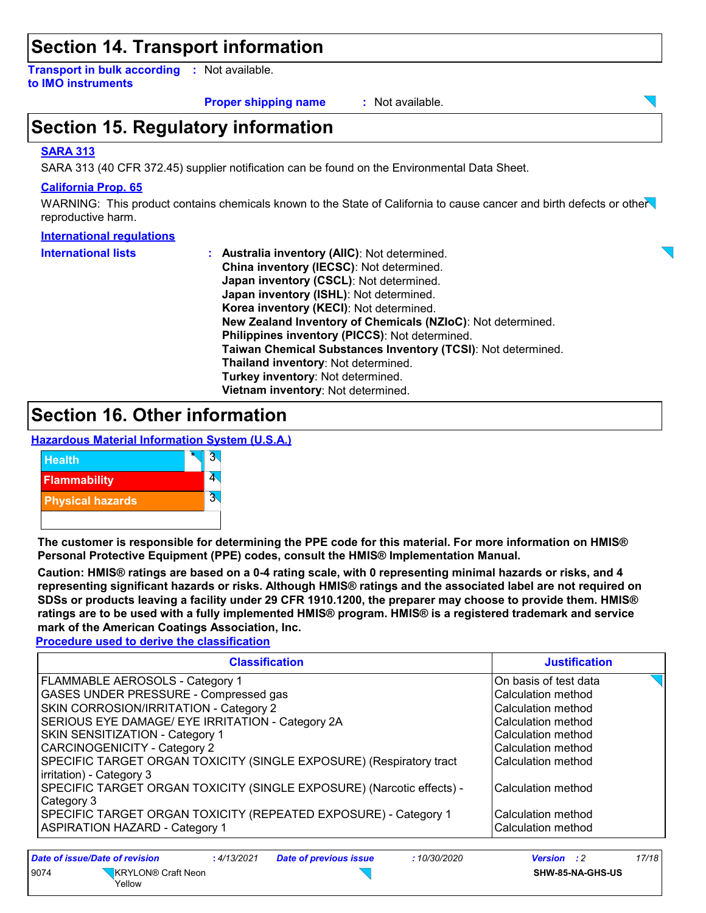## Section 14. Transport information

**Transport in bulk according to IMO instruments** : Not available.

**Proper shipping name** : Not available.

## Section 15. Regulatory information

### SARA 313

SARA 313 (40 CFR 372.45) supplier notification can be found on the Environmental Data Sheet.

### California Prop. 65

WARNING: This product contains chemicals known to the State of California to cause cancer and birth defects or other reproductive harm.

### International regulations

**International lists** :
**Australia inventory (AIIC)**: Not determined.
**China inventory (IECSC)**: Not determined.
**Japan inventory (CSCL)**: Not determined.
**Japan inventory (ISHL)**: Not determined.
**Korea inventory (KECI)**: Not determined.
**New Zealand Inventory of Chemicals (NZIoC)**: Not determined.
**Philippines inventory (PICCS)**: Not determined.
**Taiwan Chemical Substances Inventory (TCSI)**: Not determined.
**Thailand inventory**: Not determined.
**Turkey inventory**: Not determined.
**Vietnam inventory**: Not determined.

## Section 16. Other information

### Hazardous Material Information System (U.S.A.)

| | | |
|---|---|---|
| Health | * | 3 |
| Flammability | | 4 |
| Physical hazards | | 3 |
| | | |

**The customer is responsible for determining the PPE code for this material. For more information on HMIS® Personal Protective Equipment (PPE) codes, consult the HMIS® Implementation Manual.**

**Caution: HMIS® ratings are based on a 0-4 rating scale, with 0 representing minimal hazards or risks, and 4 representing significant hazards or risks. Although HMIS® ratings and the associated label are not required on SDSs or products leaving a facility under 29 CFR 1910.1200, the preparer may choose to provide them. HMIS® ratings are to be used with a fully implemented HMIS® program. HMIS® is a registered trademark and service mark of the American Coatings Association, Inc.**

### Procedure used to derive the classification

| Classification | Justification |
|---|---|
| FLAMMABLE AEROSOLS - Category 1 | On basis of test data |
| GASES UNDER PRESSURE - Compressed gas | Calculation method |
| SKIN CORROSION/IRRITATION - Category 2 | Calculation method |
| SERIOUS EYE DAMAGE/ EYE IRRITATION - Category 2A | Calculation method |
| SKIN SENSITIZATION - Category 1 | Calculation method |
| CARCINOGENICITY - Category 2 | Calculation method |
| SPECIFIC TARGET ORGAN TOXICITY (SINGLE EXPOSURE) (Respiratory tract irritation) - Category 3 | Calculation method |
| SPECIFIC TARGET ORGAN TOXICITY (SINGLE EXPOSURE) (Narcotic effects) - Category 3 | Calculation method |
| SPECIFIC TARGET ORGAN TOXICITY (REPEATED EXPOSURE) - Category 1 | Calculation method |
| ASPIRATION HAZARD - Category 1 | Calculation method |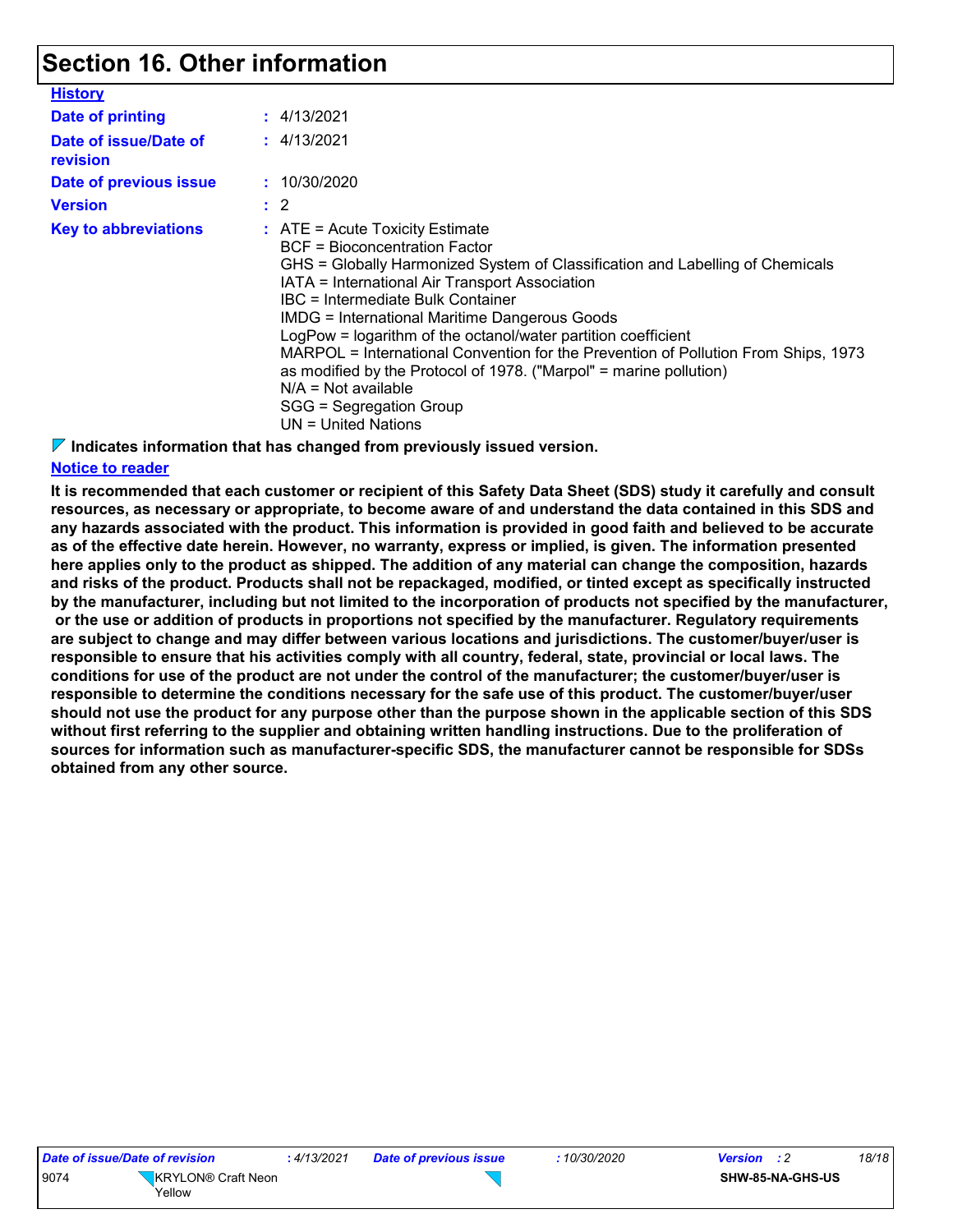# Section 16. Other information

**History**

| | |
|---|---|
| **Date of printing** | : 4/13/2021 |
| **Date of issue/Date of revision** | : 4/13/2021 |
| **Date of previous issue** | : 10/30/2020 |
| **Version** | : 2 |
| **Key to abbreviations** | : ATE = Acute Toxicity Estimate<br>BCF = Bioconcentration Factor<br>GHS = Globally Harmonized System of Classification and Labelling of Chemicals<br>IATA = International Air Transport Association<br>IBC = Intermediate Bulk Container<br>IMDG = International Maritime Dangerous Goods<br>LogPow = logarithm of the octanol/water partition coefficient<br>MARPOL = International Convention for the Prevention of Pollution From Ships, 1973 as modified by the Protocol of 1978. ("Marpol" = marine pollution)<br>N/A = Not available<br>SGG = Segregation Group<br>UN = United Nations |

**Indicates information that has changed from previously issued version.**

**Notice to reader**

**It is recommended that each customer or recipient of this Safety Data Sheet (SDS) study it carefully and consult resources, as necessary or appropriate, to become aware of and understand the data contained in this SDS and any hazards associated with the product. This information is provided in good faith and believed to be accurate as of the effective date herein. However, no warranty, express or implied, is given. The information presented here applies only to the product as shipped. The addition of any material can change the composition, hazards and risks of the product. Products shall not be repackaged, modified, or tinted except as specifically instructed by the manufacturer, including but not limited to the incorporation of products not specified by the manufacturer, or the use or addition of products in proportions not specified by the manufacturer. Regulatory requirements are subject to change and may differ between various locations and jurisdictions. The customer/buyer/user is responsible to ensure that his activities comply with all country, federal, state, provincial or local laws. The conditions for use of the product are not under the control of the manufacturer; the customer/buyer/user is responsible to determine the conditions necessary for the safe use of this product. The customer/buyer/user should not use the product for any purpose other than the purpose shown in the applicable section of this SDS without first referring to the supplier and obtaining written handling instructions. Due to the proliferation of sources for information such as manufacturer-specific SDS, the manufacturer cannot be responsible for SDSs obtained from any other source.**